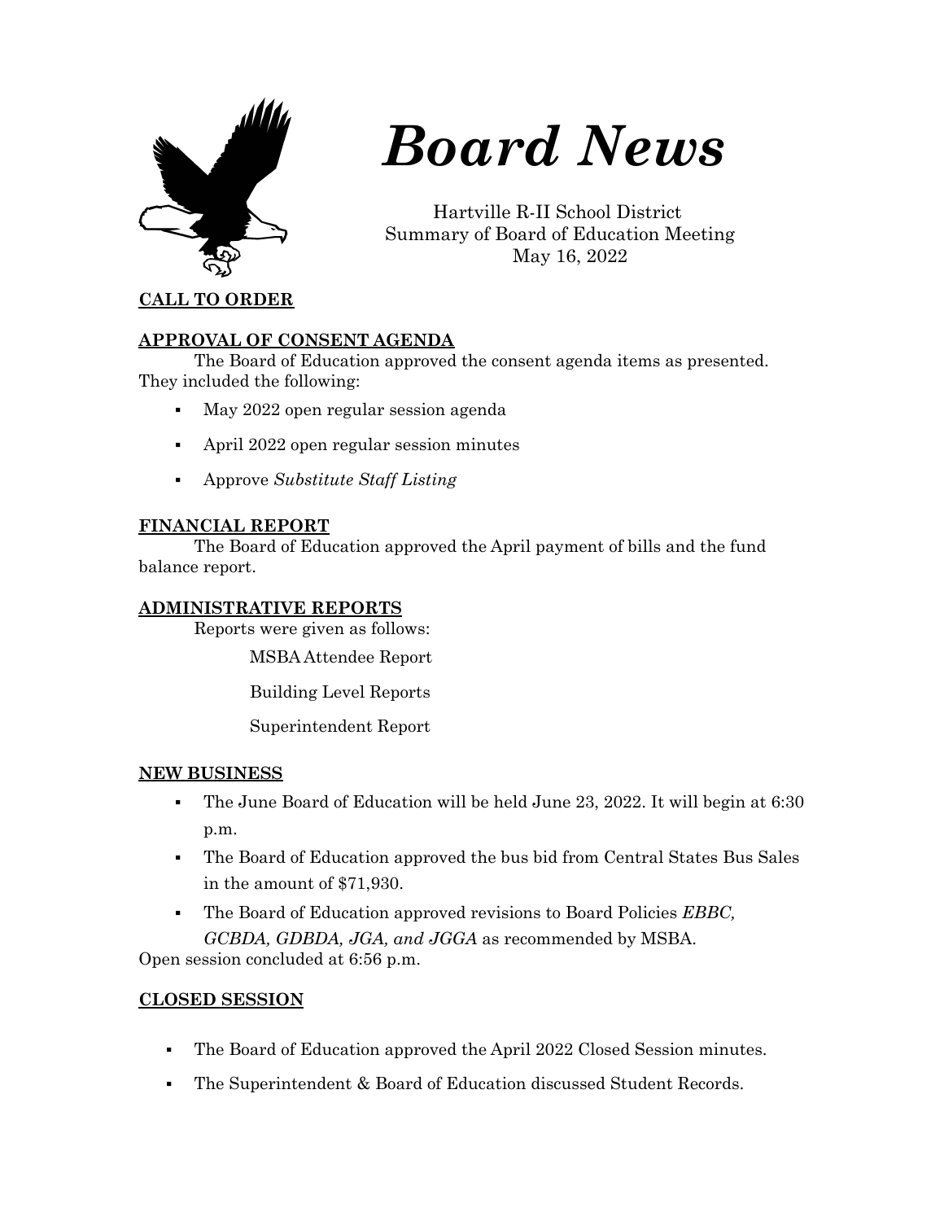# *Board News*

Hartville R-II School District
Summary of Board of Education Meeting
May 16, 2022

## CALL TO ORDER

## APPROVAL OF CONSENT AGENDA

The Board of Education approved the consent agenda items as presented. They included the following:

- May 2022 open regular session agenda
- April 2022 open regular session minutes
- Approve *Substitute Staff Listing*

## FINANCIAL REPORT

The Board of Education approved the April payment of bills and the fund balance report.

## ADMINISTRATIVE REPORTS

Reports were given as follows:

MSBA Attendee Report

Building Level Reports

Superintendent Report

## NEW BUSINESS

- The June Board of Education will be held June 23, 2022. It will begin at 6:30 p.m.
- The Board of Education approved the bus bid from Central States Bus Sales in the amount of $71,930.
- The Board of Education approved revisions to Board Policies *EBBC, GCBDA, GDBDA, JGA, and JGGA* as recommended by MSBA.

Open session concluded at 6:56 p.m.

## CLOSED SESSION

- The Board of Education approved the April 2022 Closed Session minutes.
- The Superintendent & Board of Education discussed Student Records.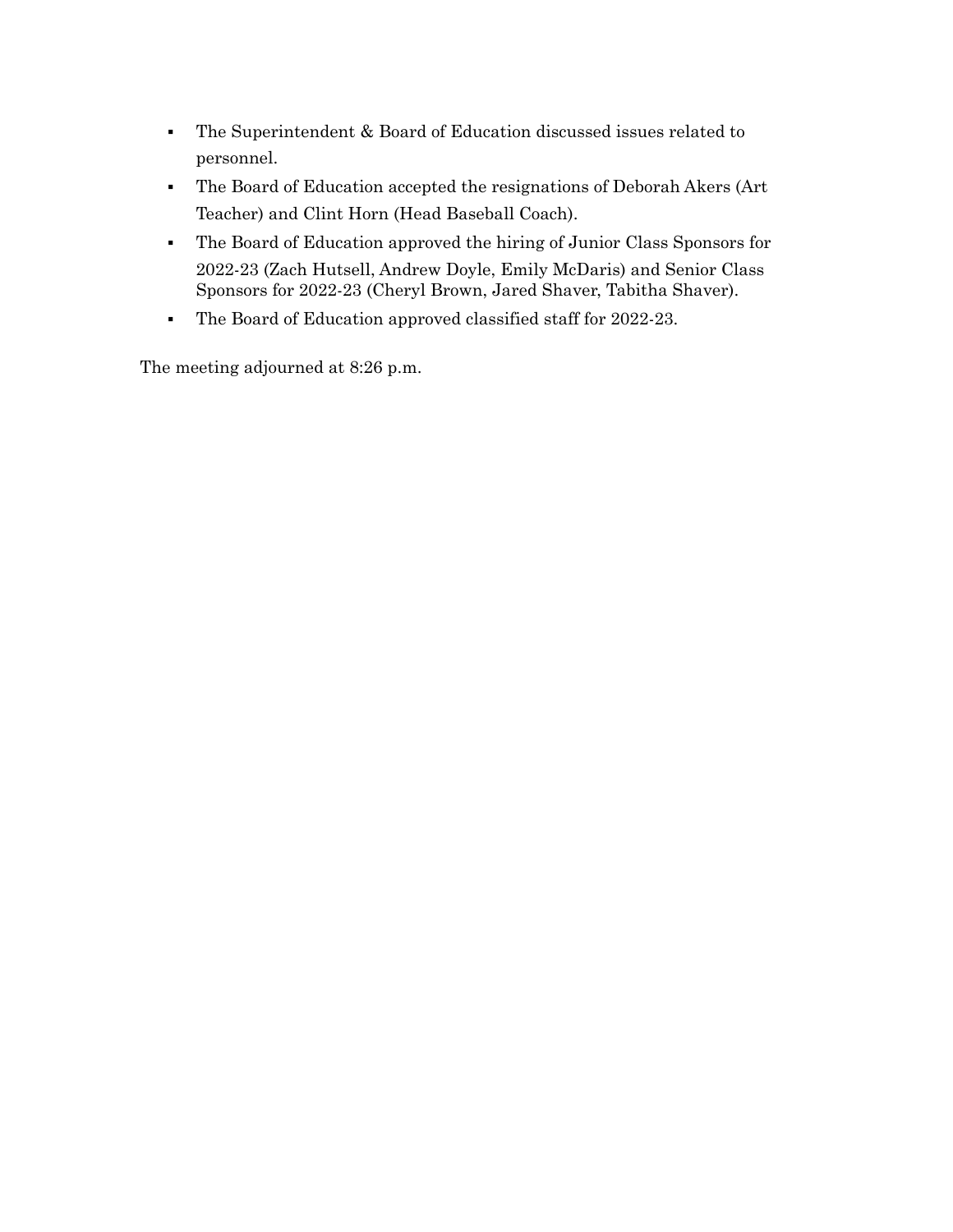- The Superintendent & Board of Education discussed issues related to personnel.
- The Board of Education accepted the resignations of Deborah Akers (Art Teacher) and Clint Horn (Head Baseball Coach).
- The Board of Education approved the hiring of Junior Class Sponsors for 2022-23 (Zach Hutsell, Andrew Doyle, Emily McDaris) and Senior Class Sponsors for 2022-23 (Cheryl Brown, Jared Shaver, Tabitha Shaver).
- The Board of Education approved classified staff for 2022-23.

The meeting adjourned at 8:26 p.m.